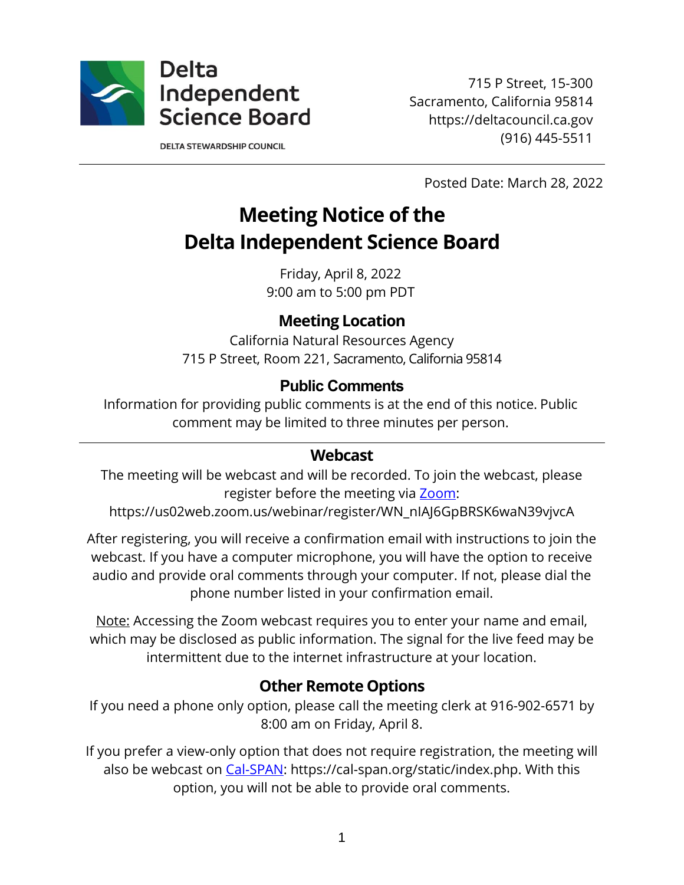**Delta Independent Science Board**

DELTA STEWARDSHIP COUNCIL

715 P Street, 15-300
Sacramento, California 95814
https://deltacouncil.ca.gov
(916) 445-5511

---

Posted Date: March 28, 2022

# Meeting Notice of the Delta Independent Science Board

Friday, April 8, 2022
9:00 am to 5:00 pm PDT

## Meeting Location

California Natural Resources Agency
715 P Street, Room 221, Sacramento, California 95814

## Public Comments

Information for providing public comments is at the end of this notice. Public comment may be limited to three minutes per person.

---

## Webcast

The meeting will be webcast and will be recorded. To join the webcast, please register before the meeting via Zoom:
https://us02web.zoom.us/webinar/register/WN_nIAJ6GpBRSK6waN39vjvcA

After registering, you will receive a confirmation email with instructions to join the webcast. If you have a computer microphone, you will have the option to receive audio and provide oral comments through your computer. If not, please dial the phone number listed in your confirmation email.

Note: Accessing the Zoom webcast requires you to enter your name and email, which may be disclosed as public information. The signal for the live feed may be intermittent due to the internet infrastructure at your location.

## Other Remote Options

If you need a phone only option, please call the meeting clerk at 916-902-6571 by 8:00 am on Friday, April 8.

If you prefer a view-only option that does not require registration, the meeting will also be webcast on Cal-SPAN: https://cal-span.org/static/index.php. With this option, you will not be able to provide oral comments.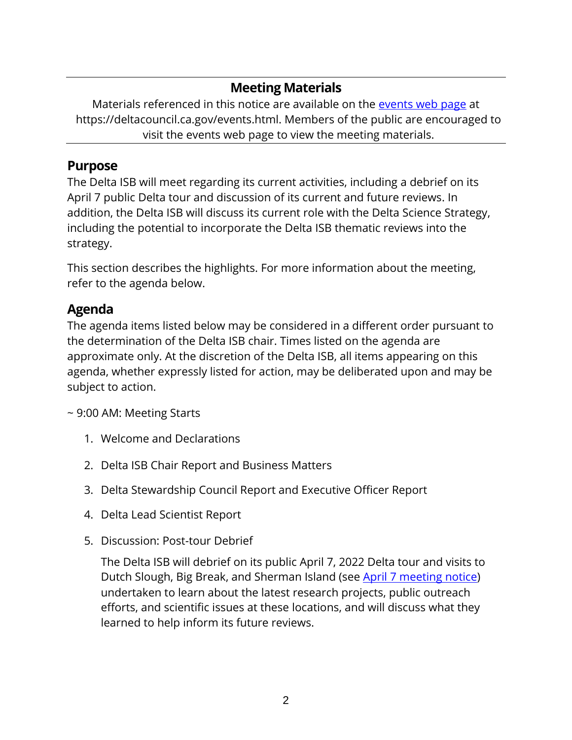## Meeting Materials

Materials referenced in this notice are available on the [events web page](https://deltacouncil.ca.gov/events.html) at https://deltacouncil.ca.gov/events.html. Members of the public are encouraged to visit the events web page to view the meeting materials.

## Purpose

The Delta ISB will meet regarding its current activities, including a debrief on its April 7 public Delta tour and discussion of its current and future reviews. In addition, the Delta ISB will discuss its current role with the Delta Science Strategy, including the potential to incorporate the Delta ISB thematic reviews into the strategy.

This section describes the highlights. For more information about the meeting, refer to the agenda below.

## Agenda

The agenda items listed below may be considered in a different order pursuant to the determination of the Delta ISB chair. Times listed on the agenda are approximate only. At the discretion of the Delta ISB, all items appearing on this agenda, whether expressly listed for action, may be deliberated upon and may be subject to action.

~ 9:00 AM: Meeting Starts

1. Welcome and Declarations
2. Delta ISB Chair Report and Business Matters
3. Delta Stewardship Council Report and Executive Officer Report
4. Delta Lead Scientist Report
5. Discussion: Post-tour Debrief

   The Delta ISB will debrief on its public April 7, 2022 Delta tour and visits to Dutch Slough, Big Break, and Sherman Island (see April 7 meeting notice) undertaken to learn about the latest research projects, public outreach efforts, and scientific issues at these locations, and will discuss what they learned to help inform its future reviews.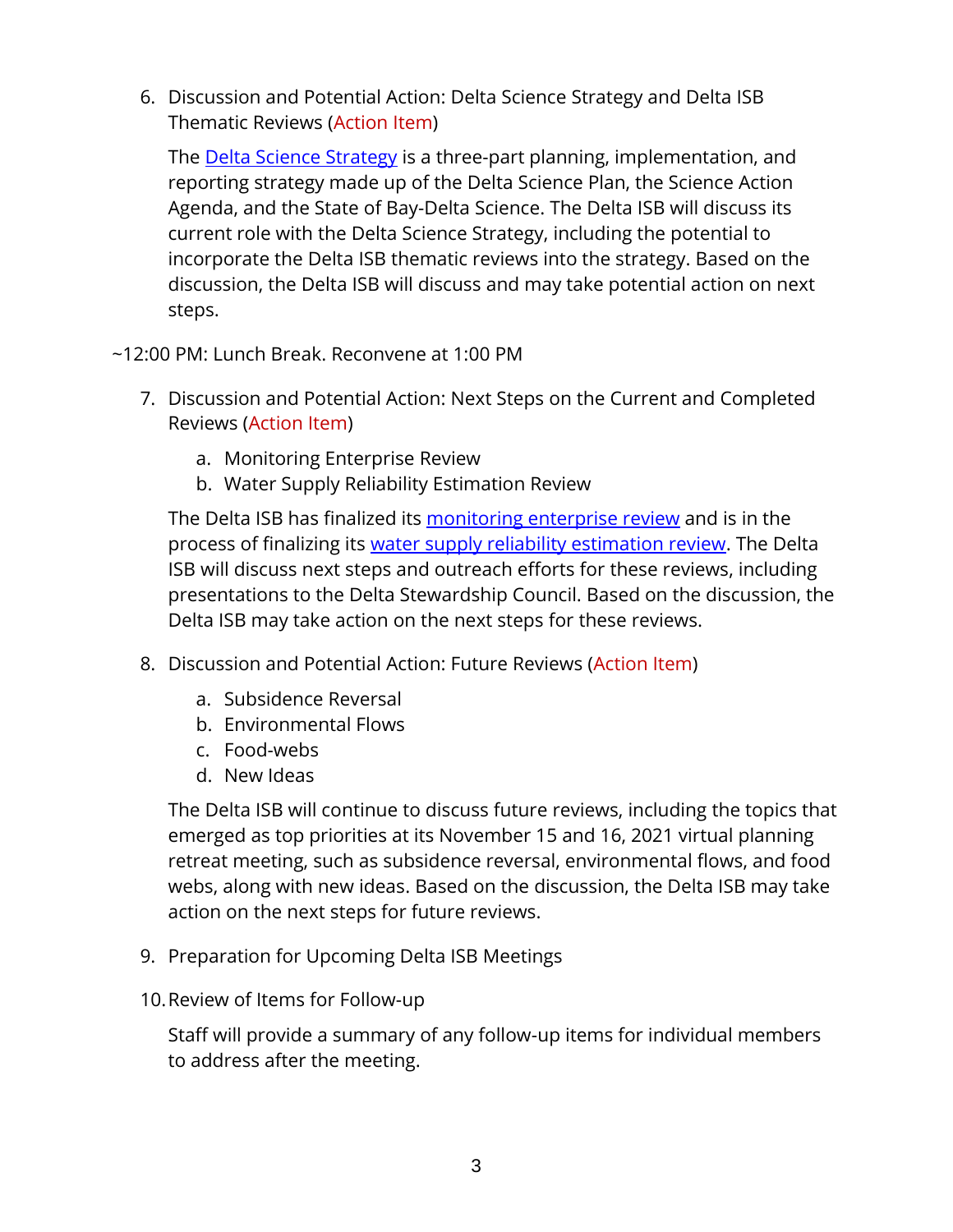6. Discussion and Potential Action: Delta Science Strategy and Delta ISB Thematic Reviews (Action Item)

   The [Delta Science Strategy]() is a three-part planning, implementation, and reporting strategy made up of the Delta Science Plan, the Science Action Agenda, and the State of Bay-Delta Science. The Delta ISB will discuss its current role with the Delta Science Strategy, including the potential to incorporate the Delta ISB thematic reviews into the strategy. Based on the discussion, the Delta ISB will discuss and may take potential action on next steps.

~12:00 PM: Lunch Break. Reconvene at 1:00 PM

7. Discussion and Potential Action: Next Steps on the Current and Completed Reviews (Action Item)

   a. Monitoring Enterprise Review
   b. Water Supply Reliability Estimation Review

   The Delta ISB has finalized its [monitoring enterprise review]() and is in the process of finalizing its [water supply reliability estimation review](). The Delta ISB will discuss next steps and outreach efforts for these reviews, including presentations to the Delta Stewardship Council. Based on the discussion, the Delta ISB may take action on the next steps for these reviews.

8. Discussion and Potential Action: Future Reviews (Action Item)

   a. Subsidence Reversal
   b. Environmental Flows
   c. Food-webs
   d. New Ideas

   The Delta ISB will continue to discuss future reviews, including the topics that emerged as top priorities at its November 15 and 16, 2021 virtual planning retreat meeting, such as subsidence reversal, environmental flows, and food webs, along with new ideas. Based on the discussion, the Delta ISB may take action on the next steps for future reviews.

9. Preparation for Upcoming Delta ISB Meetings

10. Review of Items for Follow-up

    Staff will provide a summary of any follow-up items for individual members to address after the meeting.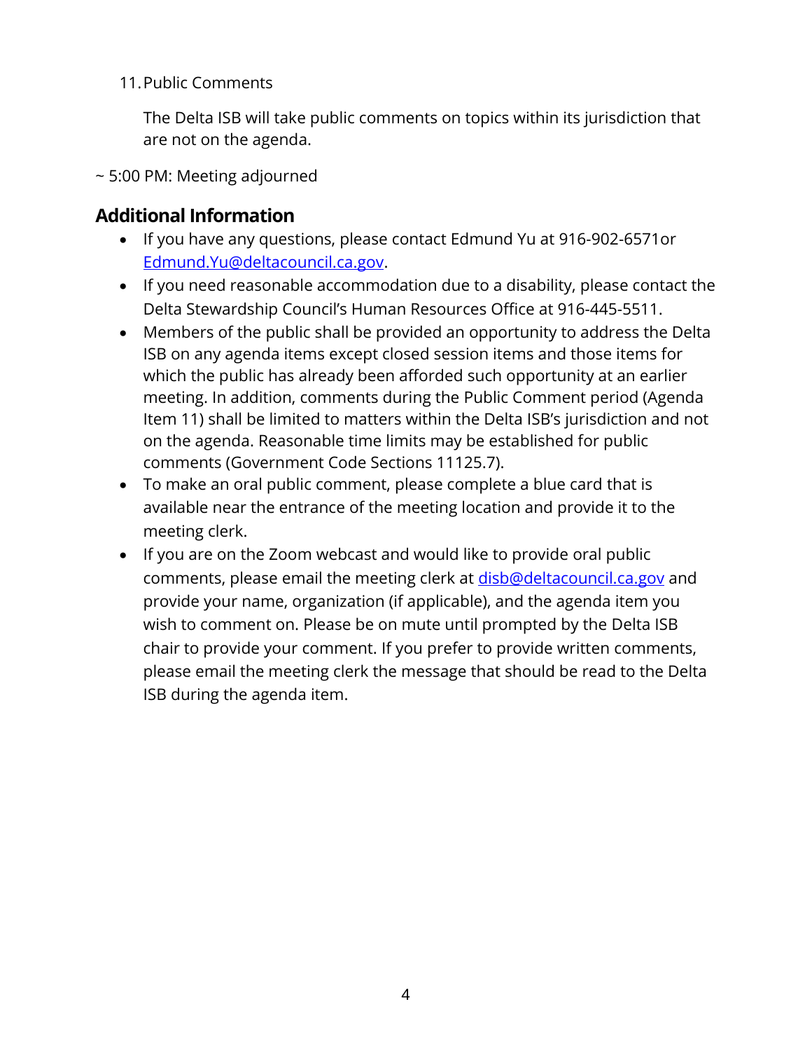11. Public Comments

    The Delta ISB will take public comments on topics within its jurisdiction that are not on the agenda.

~ 5:00 PM: Meeting adjourned

## Additional Information

- If you have any questions, please contact Edmund Yu at 916-902-6571or Edmund.Yu@deltacouncil.ca.gov.
- If you need reasonable accommodation due to a disability, please contact the Delta Stewardship Council's Human Resources Office at 916-445-5511.
- Members of the public shall be provided an opportunity to address the Delta ISB on any agenda items except closed session items and those items for which the public has already been afforded such opportunity at an earlier meeting. In addition, comments during the Public Comment period (Agenda Item 11) shall be limited to matters within the Delta ISB's jurisdiction and not on the agenda. Reasonable time limits may be established for public comments (Government Code Sections 11125.7).
- To make an oral public comment, please complete a blue card that is available near the entrance of the meeting location and provide it to the meeting clerk.
- If you are on the Zoom webcast and would like to provide oral public comments, please email the meeting clerk at disb@deltacouncil.ca.gov and provide your name, organization (if applicable), and the agenda item you wish to comment on. Please be on mute until prompted by the Delta ISB chair to provide your comment. If you prefer to provide written comments, please email the meeting clerk the message that should be read to the Delta ISB during the agenda item.